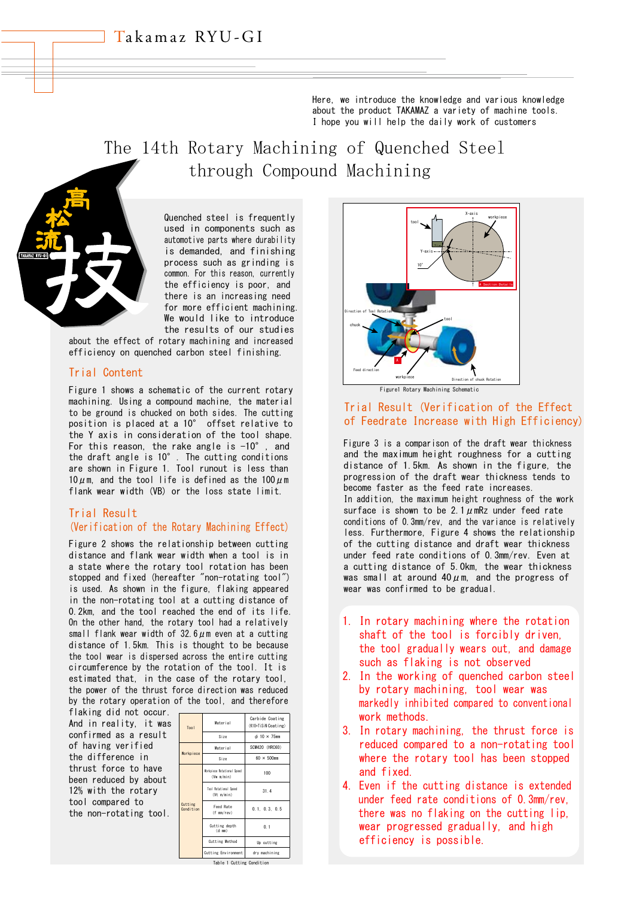# Takamaz RYU-GI

Here, we introduce the knowledge and various knowledge about the product TAKAMAZ a variety of machine tools. I hope you will help the daily work of customers

## The 14th Rotary Machining of Quenched Steel through Compound Machining

Quenched steel is frequently used in components such as automotive parts where durability is demanded, and finishing process such as grinding is common. For this reason, currently the efficiency is poor, and there is an increasing need for more efficient machining. We would like to introduce the results of our studies about the effect of rotary machining and increased efficiency on quenched carbon steel finishing.

### Trial Content

Figure 1 shows a schematic of the current rotary machining. Using a compound machine, the material to be ground is chucked on both sides. The cutting position is placed at a 10° offset relative to the Y axis in consideration of the tool shape. For this reason, the rake angle is -10°, and the draft angle is 10°. The cutting conditions are shown in Figure 1. Tool runout is less than 10 $\mu$m, and the tool life is defined as the 100 $\mu$m flank wear width (VB) or the loss state limit.

### Trial Result (Verification of the Rotary Machining Effect)

Figure 2 shows the relationship between cutting distance and flank wear width when a tool is in a state where the rotary tool rotation has been stopped and fixed (hereafter "non-rotating tool") is used. As shown in the figure, flaking appeared in the non-rotating tool at a cutting distance of 0.2km, and the tool reached the end of its life. On the other hand, the rotary tool had a relatively small flank wear width of 32.6 $\mu$m even at a cutting distance of 1.5km. This is thought to be because the tool wear is dispersed across the entire cutting circumference by the rotation of the tool. It is estimated that, in the case of the rotary tool, the power of the thrust force direction was reduced by the rotary operation of the tool, and therefore flaking did not occur.

And in reality, it was confirmed as a result of having verified the difference in thrust force to have been reduced by about 12% with the rotary tool compared to the non-rotating tool.

| | | |
|---|---|---|
| Tool | Material | Carbide Coating (K10+TiSiN Coating) |
| | Size | φ 10 × 75mm |
| Workpiece | Material | SCM420 (HRC60) |
| | Size | 60 × 500mm |
| Cutting Condition | Workpiece Rotational Speed (Vw m/min) | 100 |
| | Tool Rotational Speed (Vt m/min) | 31.4 |
| | Feed Rate (f mm/rev) | 0.1, 0.3, 0.5 |
| | Cutting depth (d mm) | 0.1 |
| | Cutting Method | Up cutting |
| | Cutting Environment | dry machining |

Table 1 Cutting Condition

Figure1 Rotary Machining Schematic

### Trial Result (Verification of the Effect of Feedrate Increase with High Efficiency)

Figure 3 is a comparison of the draft wear thickness and the maximum height roughness for a cutting distance of 1.5km. As shown in the figure, the progression of the draft wear thickness tends to become faster as the feed rate increases.

In addition, the maximum height roughness of the work surface is shown to be 2.1 $\mu$mRz under feed rate conditions of 0.3mm/rev, and the variance is relatively less. Furthermore, Figure 4 shows the relationship of the cutting distance and draft wear thickness under feed rate conditions of 0.3mm/rev. Even at a cutting distance of 5.0km, the wear thickness was small at around 40 $\mu$m, and the progress of wear was confirmed to be gradual.

1. In rotary machining where the rotation shaft of the tool is forcibly driven, the tool gradually wears out, and damage such as flaking is not observed.
2. In the working of quenched carbon steel by rotary machining, tool wear was markedly inhibited compared to conventional work methods.
3. In rotary machining, the thrust force is reduced compared to a non-rotating tool where the rotary tool has been stopped and fixed.
4. Even if the cutting distance is extended under feed rate conditions of 0.3mm/rev, there was no flaking on the cutting lip, wear progressed gradually, and high efficiency is possible.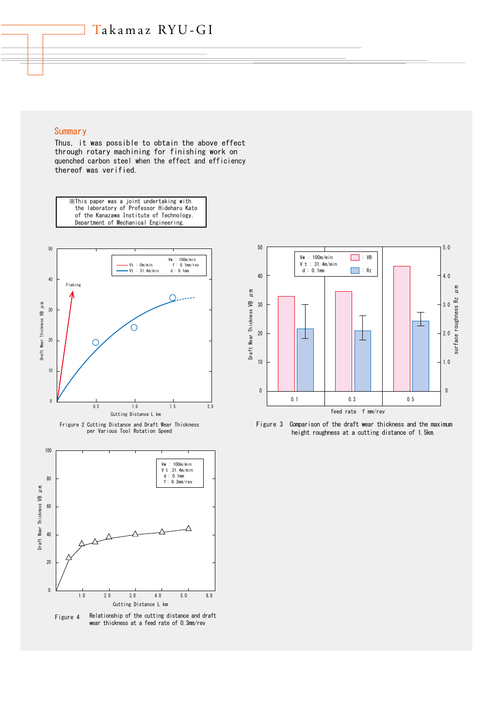## Summary

Thus, it was possible to obtain the above effect through rotary machining for finishing work on quenched carbon steel when the effect and efficiency thereof was verified.

※This paper was a joint undertaking with the laboratory of Professor Hideharu Kato of the Kanazawa Institute of Technology, Department of Mechanical Engineering.

Vw : 100m/min
Vt : 0m/min
Vt : 31.4m/min
f : 0.1mm/rev
d : 0.1mm
Flaking
Draft Wear Thickness VB μm
0
10
20
30
40
50
0.5
1.0
1.5
2.0
Cutting Distance L km

Frigure 2 Cutting Distance and Draft Wear Thickness per Various Tool Rotation Speed

Vw : 100m/min
V t : 31.4m/min
d : 0.1mm
: VB
: Rz
Draft Wear Thickness VB μm
0
10
20
30
40
50
surface roughness Rz μm
0
1.0
2.0
3.0
4.0
5.0
0.1
0.3
0.5
feed rate f mm/rev

Figure 3 Comparison of the draft wear thickness and the maximum height roughness at a cutting distance of 1.5km.

Vw : 100m/min
V t :31.4m/min
d : 0.1mm
f : 0.3mm/rev
Draft Wear Thickness VB μm
0
20
40
60
80
100
1.0
2.0
3.0
4.0
5.0
6.0
Cutting Distance L km

Figure 4 Relationship of the cutting distance and draft wear thickness at a feed rate of 0.3mm/rev